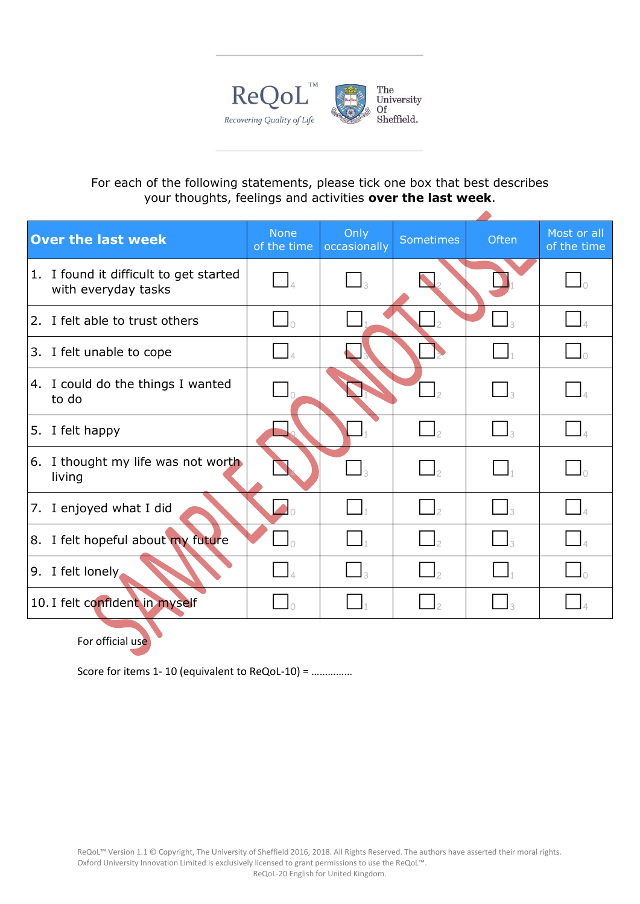ReQoL™

*Recovering Quality of Life*

The University Of Sheffield.

For each of the following statements, please tick one box that best describes your thoughts, feelings and activities **over the last week**.

| Over the last week | None of the time | Only occasionally | Sometimes | Often | Most or all of the time |
|---|---|---|---|---|---|
| 1. I found it difficult to get started with everyday tasks | ☐ 4 | ☐ 3 | ☐ 2 | ☐ 1 | ☐ 0 |
| 2. I felt able to trust others | ☐ 0 | ☐ 1 | ☐ 2 | ☐ 3 | ☐ 4 |
| 3. I felt unable to cope | ☐ 4 | ☐ 3 | ☐ 2 | ☐ 1 | ☐ 0 |
| 4. I could do the things I wanted to do | ☐ 0 | ☐ 1 | ☐ 2 | ☐ 3 | ☐ 4 |
| 5. I felt happy | ☐ 0 | ☐ 1 | ☐ 2 | ☐ 3 | ☐ 4 |
| 6. I thought my life was not worth living | ☐ 4 | ☐ 3 | ☐ 2 | ☐ 1 | ☐ 0 |
| 7. I enjoyed what I did | ☐ 0 | ☐ 1 | ☐ 2 | ☐ 3 | ☐ 4 |
| 8. I felt hopeful about my future | ☐ 0 | ☐ 1 | ☐ 2 | ☐ 3 | ☐ 4 |
| 9. I felt lonely | ☐ 4 | ☐ 3 | ☐ 2 | ☐ 1 | ☐ 0 |
| 10. I felt confident in myself | ☐ 0 | ☐ 1 | ☐ 2 | ☐ 3 | ☐ 4 |

SAMPLE DO NOT USE

For official use

Score for items 1- 10 (equivalent to ReQoL-10) = ..............

ReQoL™ Version 1.1 © Copyright, The University of Sheffield 2016, 2018. All Rights Reserved. The authors have asserted their moral rights. Oxford University Innovation Limited is exclusively licensed to grant permissions to use the ReQoL™.
ReQoL-20 English for United Kingdom.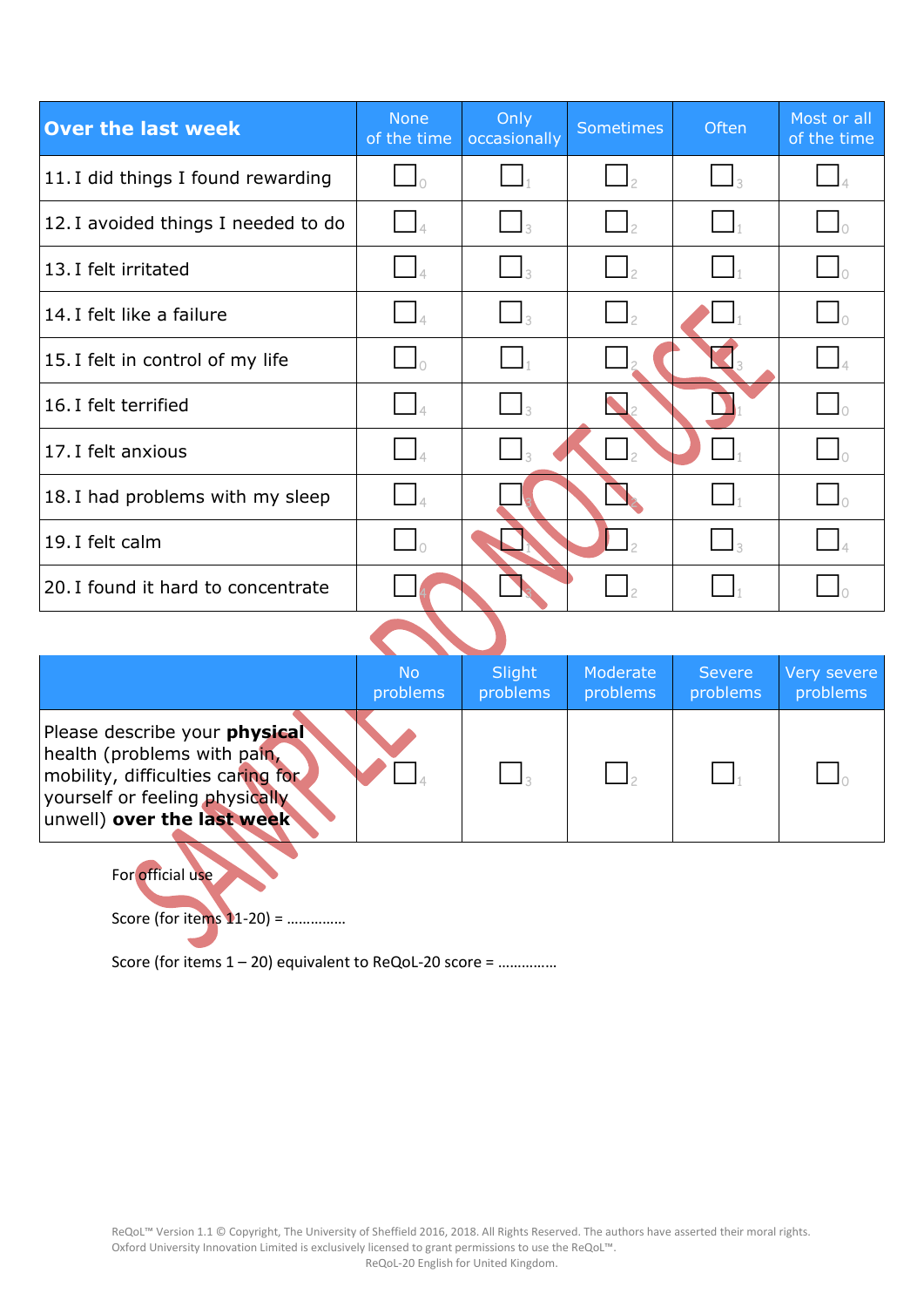| Over the last week | None of the time | Only occasionally | Sometimes | Often | Most or all of the time |
|---|---|---|---|---|---|
| 11. I did things I found rewarding | ☐0 | ☐1 | ☐2 | ☐3 | ☐4 |
| 12. I avoided things I needed to do | ☐4 | ☐3 | ☐2 | ☐1 | ☐0 |
| 13. I felt irritated | ☐4 | ☐3 | ☐2 | ☐1 | ☐0 |
| 14. I felt like a failure | ☐4 | ☐3 | ☐2 | ☐1 | ☐0 |
| 15. I felt in control of my life | ☐0 | ☐1 | ☐2 | ☐3 | ☐4 |
| 16. I felt terrified | ☐4 | ☐3 | ☐2 | ☐1 | ☐0 |
| 17. I felt anxious | ☐4 | ☐3 | ☐2 | ☐1 | ☐0 |
| 18. I had problems with my sleep | ☐4 | ☐3 | ☐2 | ☐1 | ☐0 |
| 19. I felt calm | ☐0 | ☐1 | ☐2 | ☐3 | ☐4 |
| 20. I found it hard to concentrate | ☐4 | ☐3 | ☐2 | ☐1 | ☐0 |

| | No problems | Slight problems | Moderate problems | Severe problems | Very severe problems |
|---|---|---|---|---|---|
| Please describe your **physical** health (problems with pain, mobility, difficulties caring for yourself or feeling physically unwell) **over the last week** | ☐4 | ☐3 | ☐2 | ☐1 | ☐0 |

SAMPLE DO NOT USE

For official use

Score (for items 11-20) = ..............

Score (for items 1 – 20) equivalent to ReQoL-20 score = ..............

ReQoL™ Version 1.1 © Copyright, The University of Sheffield 2016, 2018. All Rights Reserved. The authors have asserted their moral rights. Oxford University Innovation Limited is exclusively licensed to grant permissions to use the ReQoL™.
ReQoL-20 English for United Kingdom.